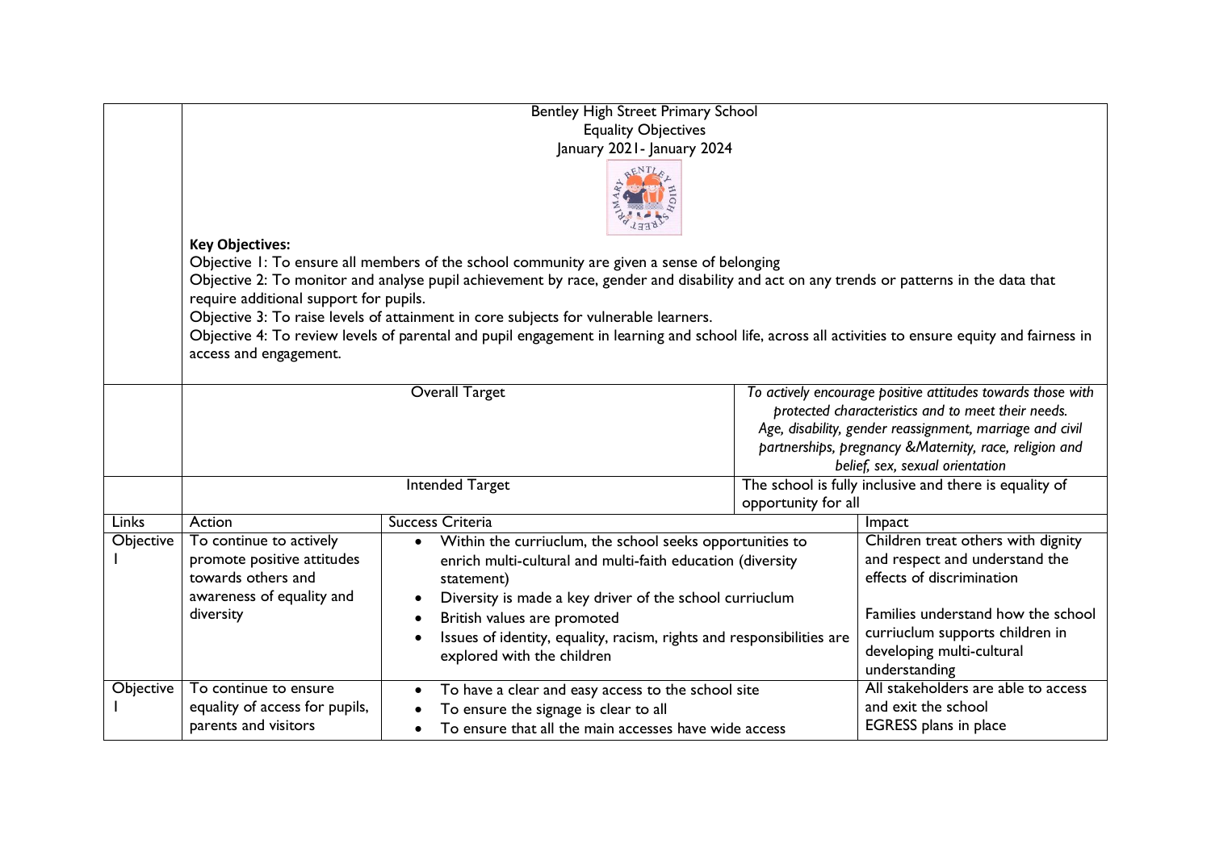Bentley High Street Primary School

Equality Objectives

January 2021- January 2024

**Key Objectives:**

Objective 1: To ensure all members of the school community are given a sense of belonging

Objective 2: To monitor and analyse pupil achievement by race, gender and disability and act on any trends or patterns in the data that require additional support for pupils.

Objective 3: To raise levels of attainment in core subjects for vulnerable learners.

Objective 4: To review levels of parental and pupil engagement in learning and school life, across all activities to ensure equity and fairness in access and engagement.

| | Overall Target | | *To actively encourage positive attitudes towards those with protected characteristics and to meet their needs. Age, disability, gender reassignment, marriage and civil partnerships, pregnancy &Maternity, race, religion and belief, sex, sexual orientation* |
|---|---|---|---|
| | Intended Target | | The school is fully inclusive and there is equality of opportunity for all |
| **Links** | **Action** | **Success Criteria** | **Impact** |
| Objective 1 | To continue to actively promote positive attitudes towards others and awareness of equality and diversity | • Within the curriuclum, the school seeks opportunities to enrich multi-cultural and multi-faith education (diversity statement)<br>• Diversity is made a key driver of the school curriuclum<br>• British values are promoted<br>• Issues of identity, equality, racism, rights and responsibilities are explored with the children | Children treat others with dignity and respect and understand the effects of discrimination<br><br>Families understand how the school curriuclum supports children in developing multi-cultural understanding |
| Objective 1 | To continue to ensure equality of access for pupils, parents and visitors | • To have a clear and easy access to the school site<br>• To ensure the signage is clear to all<br>• To ensure that all the main accesses have wide access | All stakeholders are able to access and exit the school<br>EGRESS plans in place |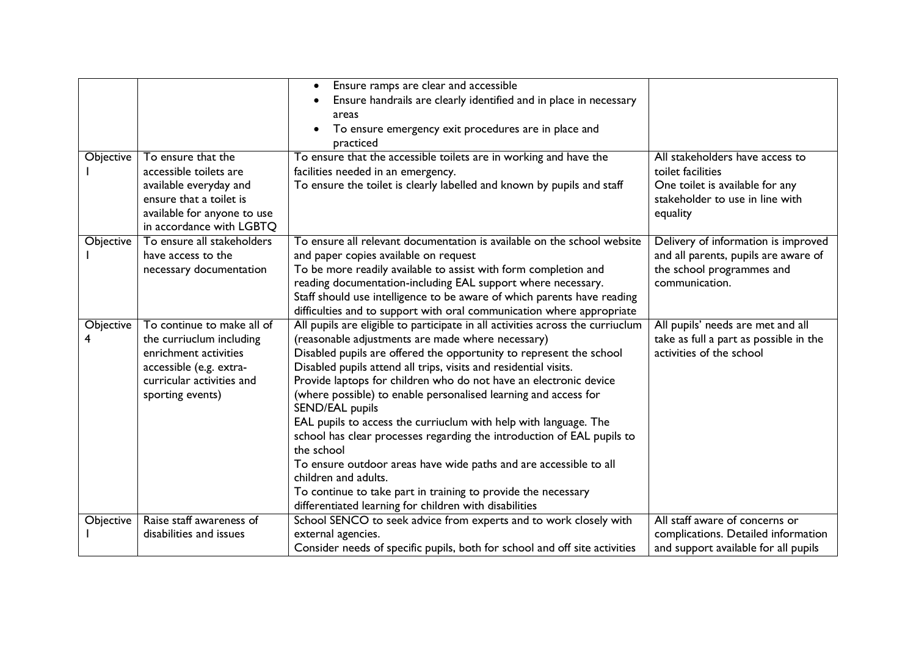| | | • Ensure ramps are clear and accessible<br>• Ensure handrails are clearly identified and in place in necessary areas<br>• To ensure emergency exit procedures are in place and practiced | |
|---|---|---|---|
| Objective I | To ensure that the accessible toilets are available everyday and ensure that a toilet is available for anyone to use in accordance with LGBTQ | To ensure that the accessible toilets are in working and have the facilities needed in an emergency.<br>To ensure the toilet is clearly labelled and known by pupils and staff | All stakeholders have access to toilet facilities<br>One toilet is available for any stakeholder to use in line with equality |
| Objective I | To ensure all stakeholders have access to the necessary documentation | To ensure all relevant documentation is available on the school website and paper copies available on request<br>To be more readily available to assist with form completion and reading documentation-including EAL support where necessary.<br>Staff should use intelligence to be aware of which parents have reading difficulties and to support with oral communication where appropriate | Delivery of information is improved and all parents, pupils are aware of the school programmes and communication. |
| Objective 4 | To continue to make all of the curriuclum including enrichment activities accessible (e.g. extra-curricular activities and sporting events) | All pupils are eligible to participate in all activities across the curriuclum (reasonable adjustments are made where necessary)<br>Disabled pupils are offered the opportunity to represent the school<br>Disabled pupils attend all trips, visits and residential visits.<br>Provide laptops for children who do not have an electronic device (where possible) to enable personalised learning and access for SEND/EAL pupils<br>EAL pupils to access the curriuclum with help with language. The school has clear processes regarding the introduction of EAL pupils to the school<br>To ensure outdoor areas have wide paths and are accessible to all children and adults.<br>To continue to take part in training to provide the necessary differentiated learning for children with disabilities | All pupils' needs are met and all take as full a part as possible in the activities of the school |
| Objective I | Raise staff awareness of disabilities and issues | School SENCO to seek advice from experts and to work closely with external agencies.<br>Consider needs of specific pupils, both for school and off site activities | All staff aware of concerns or complications. Detailed information and support available for all pupils |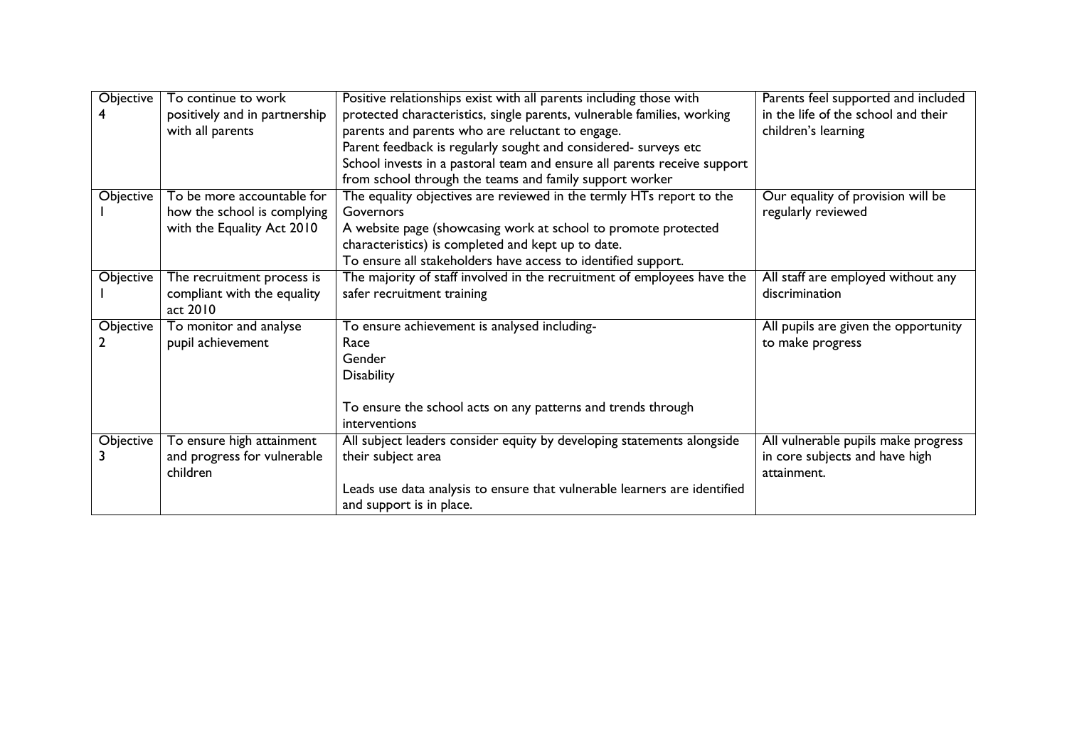| | | | |
|---|---|---|---|
| Objective 4 | To continue to work positively and in partnership with all parents | Positive relationships exist with all parents including those with protected characteristics, single parents, vulnerable families, working parents and parents who are reluctant to engage.<br>Parent feedback is regularly sought and considered- surveys etc<br>School invests in a pastoral team and ensure all parents receive support from school through the teams and family support worker | Parents feel supported and included in the life of the school and their children's learning |
| Objective I | To be more accountable for how the school is complying with the Equality Act 2010 | The equality objectives are reviewed in the termly HTs report to the Governors<br>A website page (showcasing work at school to promote protected characteristics) is completed and kept up to date.<br>To ensure all stakeholders have access to identified support. | Our equality of provision will be regularly reviewed |
| Objective I | The recruitment process is compliant with the equality act 2010 | The majority of staff involved in the recruitment of employees have the safer recruitment training | All staff are employed without any discrimination |
| Objective 2 | To monitor and analyse pupil achievement | To ensure achievement is analysed including-<br>Race<br>Gender<br>Disability<br><br>To ensure the school acts on any patterns and trends through interventions | All pupils are given the opportunity to make progress |
| Objective 3 | To ensure high attainment and progress for vulnerable children | All subject leaders consider equity by developing statements alongside their subject area<br><br>Leads use data analysis to ensure that vulnerable learners are identified and support is in place. | All vulnerable pupils make progress in core subjects and have high attainment. |